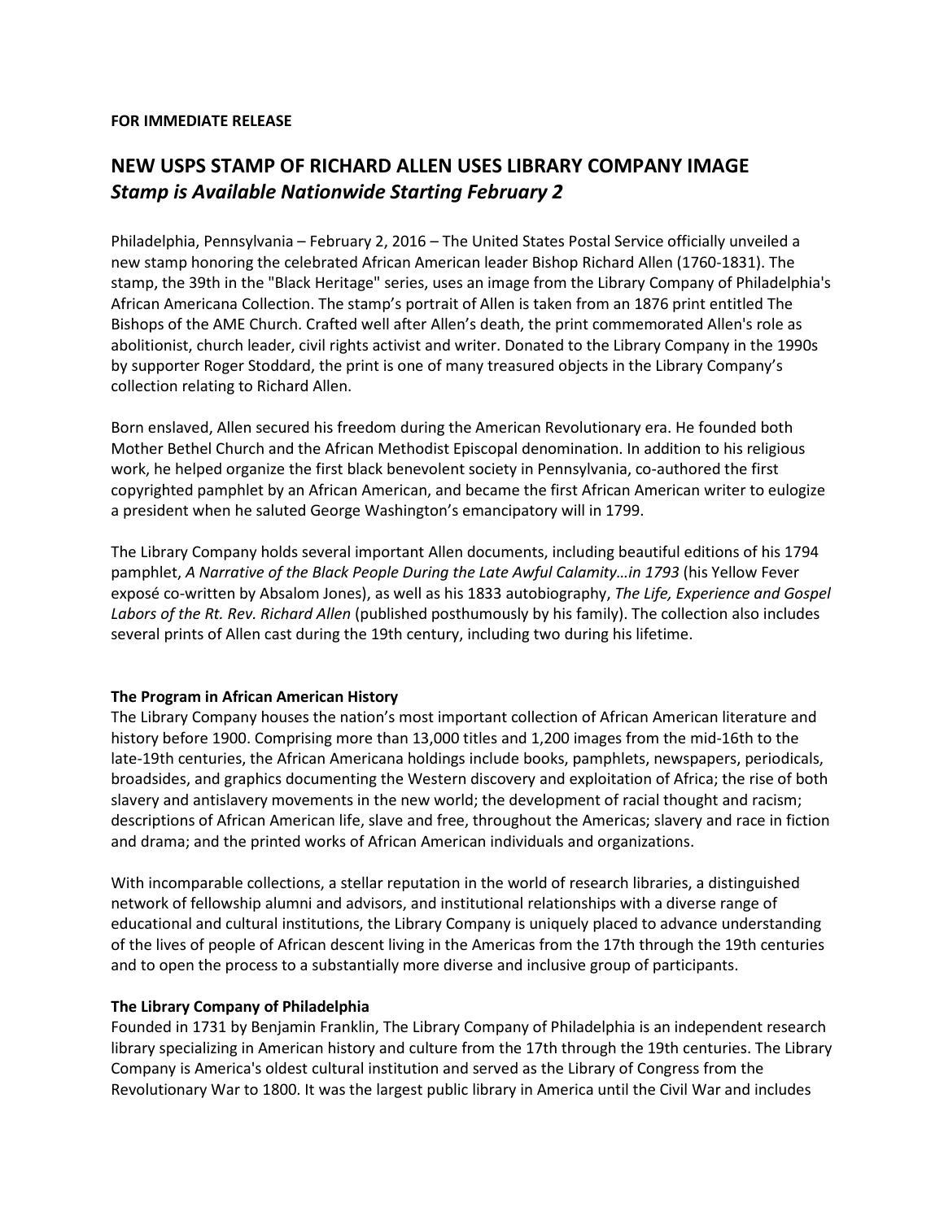**FOR IMMEDIATE RELEASE**

## NEW USPS STAMP OF RICHARD ALLEN USES LIBRARY COMPANY IMAGE
### *Stamp is Available Nationwide Starting February 2*

Philadelphia, Pennsylvania – February 2, 2016 – The United States Postal Service officially unveiled a new stamp honoring the celebrated African American leader Bishop Richard Allen (1760-1831). The stamp, the 39th in the "Black Heritage" series, uses an image from the Library Company of Philadelphia's African Americana Collection. The stamp's portrait of Allen is taken from an 1876 print entitled The Bishops of the AME Church. Crafted well after Allen's death, the print commemorated Allen's role as abolitionist, church leader, civil rights activist and writer. Donated to the Library Company in the 1990s by supporter Roger Stoddard, the print is one of many treasured objects in the Library Company's collection relating to Richard Allen.

Born enslaved, Allen secured his freedom during the American Revolutionary era. He founded both Mother Bethel Church and the African Methodist Episcopal denomination. In addition to his religious work, he helped organize the first black benevolent society in Pennsylvania, co-authored the first copyrighted pamphlet by an African American, and became the first African American writer to eulogize a president when he saluted George Washington's emancipatory will in 1799.

The Library Company holds several important Allen documents, including beautiful editions of his 1794 pamphlet, *A Narrative of the Black People During the Late Awful Calamity…in 1793* (his Yellow Fever exposé co-written by Absalom Jones), as well as his 1833 autobiography, *The Life, Experience and Gospel Labors of the Rt. Rev. Richard Allen* (published posthumously by his family). The collection also includes several prints of Allen cast during the 19th century, including two during his lifetime.

**The Program in African American History**

The Library Company houses the nation's most important collection of African American literature and history before 1900. Comprising more than 13,000 titles and 1,200 images from the mid-16th to the late-19th centuries, the African Americana holdings include books, pamphlets, newspapers, periodicals, broadsides, and graphics documenting the Western discovery and exploitation of Africa; the rise of both slavery and antislavery movements in the new world; the development of racial thought and racism; descriptions of African American life, slave and free, throughout the Americas; slavery and race in fiction and drama; and the printed works of African American individuals and organizations.

With incomparable collections, a stellar reputation in the world of research libraries, a distinguished network of fellowship alumni and advisors, and institutional relationships with a diverse range of educational and cultural institutions, the Library Company is uniquely placed to advance understanding of the lives of people of African descent living in the Americas from the 17th through the 19th centuries and to open the process to a substantially more diverse and inclusive group of participants.

**The Library Company of Philadelphia**

Founded in 1731 by Benjamin Franklin, The Library Company of Philadelphia is an independent research library specializing in American history and culture from the 17th through the 19th centuries. The Library Company is America's oldest cultural institution and served as the Library of Congress from the Revolutionary War to 1800. It was the largest public library in America until the Civil War and includes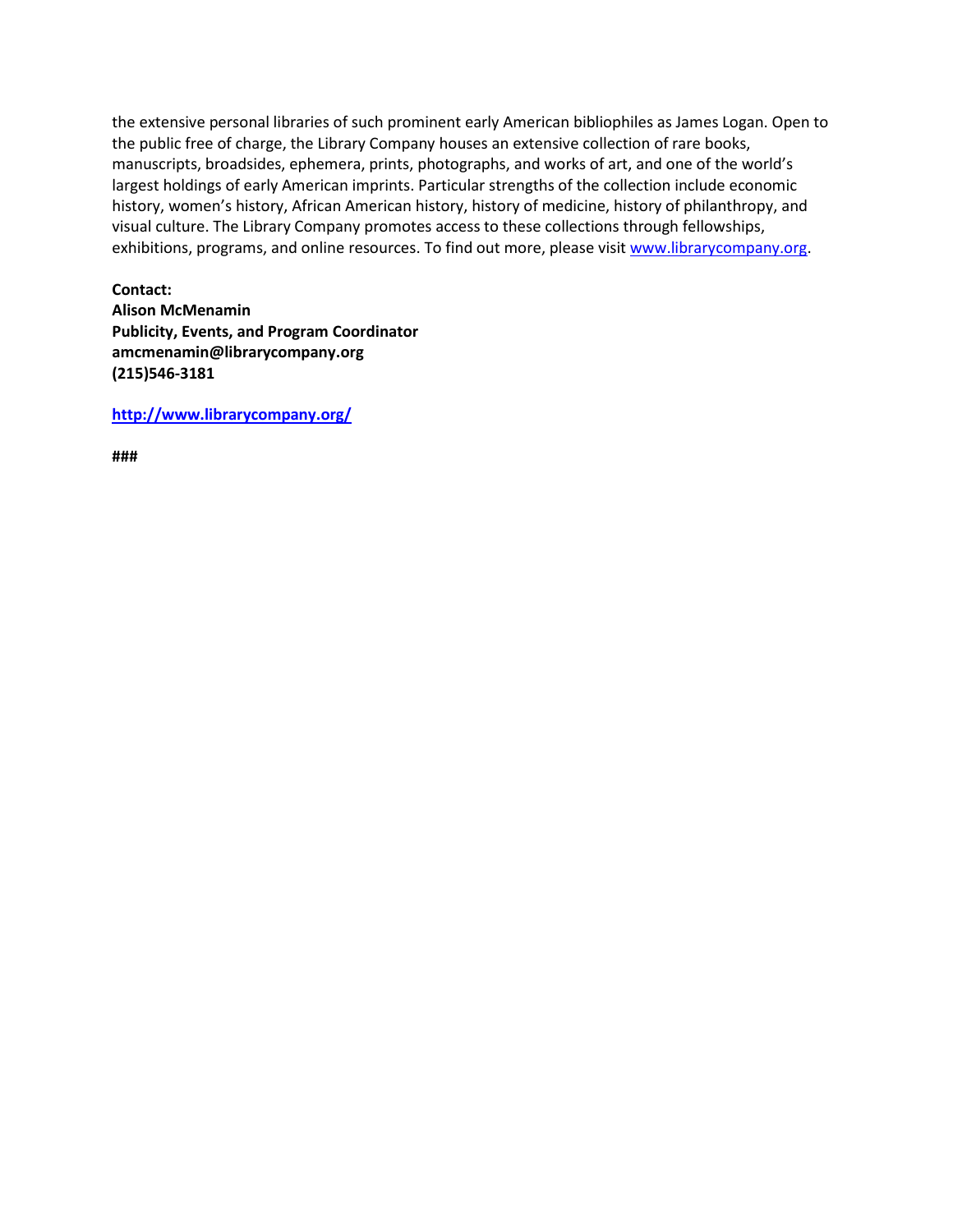the extensive personal libraries of such prominent early American bibliophiles as James Logan. Open to the public free of charge, the Library Company houses an extensive collection of rare books, manuscripts, broadsides, ephemera, prints, photographs, and works of art, and one of the world's largest holdings of early American imprints. Particular strengths of the collection include economic history, women's history, African American history, history of medicine, history of philanthropy, and visual culture. The Library Company promotes access to these collections through fellowships, exhibitions, programs, and online resources. To find out more, please visit [www.librarycompany.org](http://www.librarycompany.org).

**Contact:**
**Alison McMenamin**
**Publicity, Events, and Program Coordinator**
**amcmenamin@librarycompany.org**
**(215)546-3181**

**[http://www.librarycompany.org/](http://www.librarycompany.org/)**

**###**